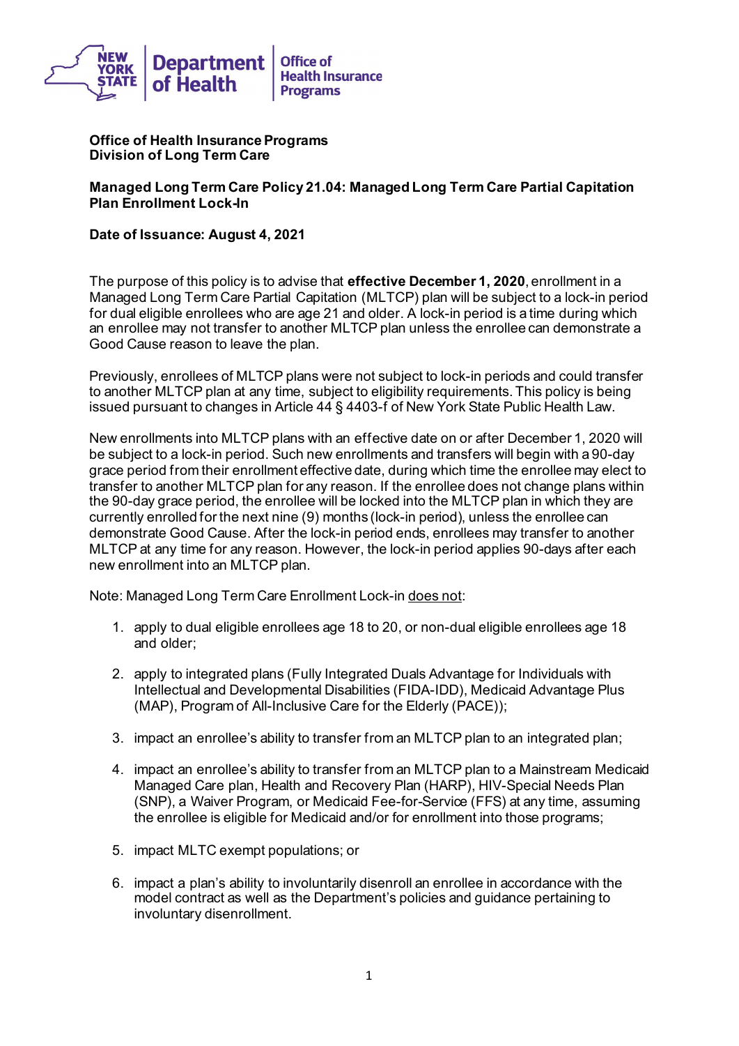**Office of Health Insurance Programs**
**Division of Long Term Care**

**Managed Long Term Care Policy 21.04: Managed Long Term Care Partial Capitation Plan Enrollment Lock-In**

**Date of Issuance: August 4, 2021**

The purpose of this policy is to advise that **effective December 1, 2020**, enrollment in a Managed Long Term Care Partial Capitation (MLTCP) plan will be subject to a lock-in period for dual eligible enrollees who are age 21 and older. A lock-in period is a time during which an enrollee may not transfer to another MLTCP plan unless the enrollee can demonstrate a Good Cause reason to leave the plan.

Previously, enrollees of MLTCP plans were not subject to lock-in periods and could transfer to another MLTCP plan at any time, subject to eligibility requirements. This policy is being issued pursuant to changes in Article 44 § 4403-f of New York State Public Health Law.

New enrollments into MLTCP plans with an effective date on or after December 1, 2020 will be subject to a lock-in period. Such new enrollments and transfers will begin with a 90-day grace period from their enrollment effective date, during which time the enrollee may elect to transfer to another MLTCP plan for any reason. If the enrollee does not change plans within the 90-day grace period, the enrollee will be locked into the MLTCP plan in which they are currently enrolled for the next nine (9) months (lock-in period), unless the enrollee can demonstrate Good Cause. After the lock-in period ends, enrollees may transfer to another MLTCP at any time for any reason. However, the lock-in period applies 90-days after each new enrollment into an MLTCP plan.

Note: Managed Long Term Care Enrollment Lock-in <u>does not</u>:

1. apply to dual eligible enrollees age 18 to 20, or non-dual eligible enrollees age 18 and older;
2. apply to integrated plans (Fully Integrated Duals Advantage for Individuals with Intellectual and Developmental Disabilities (FIDA-IDD), Medicaid Advantage Plus (MAP), Program of All-Inclusive Care for the Elderly (PACE));
3. impact an enrollee's ability to transfer from an MLTCP plan to an integrated plan;
4. impact an enrollee's ability to transfer from an MLTCP plan to a Mainstream Medicaid Managed Care plan, Health and Recovery Plan (HARP), HIV-Special Needs Plan (SNP), a Waiver Program, or Medicaid Fee-for-Service (FFS) at any time, assuming the enrollee is eligible for Medicaid and/or for enrollment into those programs;
5. impact MLTC exempt populations; or
6. impact a plan's ability to involuntarily disenroll an enrollee in accordance with the model contract as well as the Department's policies and guidance pertaining to involuntary disenrollment.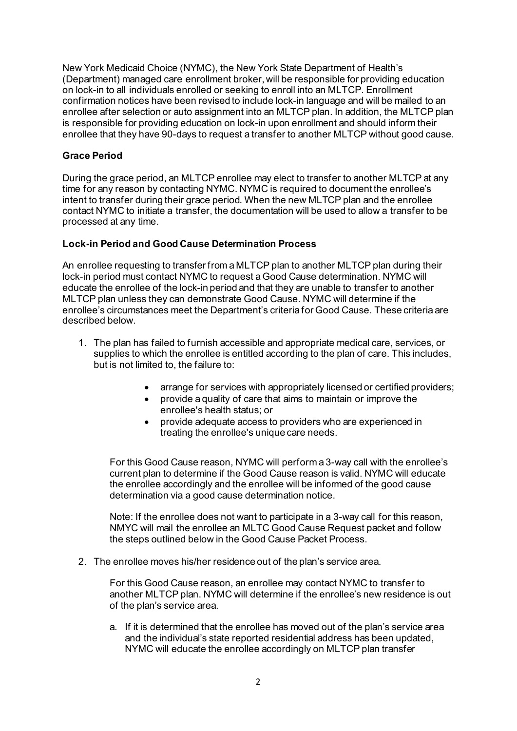New York Medicaid Choice (NYMC), the New York State Department of Health's (Department) managed care enrollment broker, will be responsible for providing education on lock-in to all individuals enrolled or seeking to enroll into an MLTCP. Enrollment confirmation notices have been revised to include lock-in language and will be mailed to an enrollee after selection or auto assignment into an MLTCP plan. In addition, the MLTCP plan is responsible for providing education on lock-in upon enrollment and should inform their enrollee that they have 90-days to request a transfer to another MLTCP without good cause.

**Grace Period**

During the grace period, an MLTCP enrollee may elect to transfer to another MLTCP at any time for any reason by contacting NYMC. NYMC is required to document the enrollee's intent to transfer during their grace period. When the new MLTCP plan and the enrollee contact NYMC to initiate a transfer, the documentation will be used to allow a transfer to be processed at any time.

**Lock-in Period and Good Cause Determination Process**

An enrollee requesting to transfer from a MLTCP plan to another MLTCP plan during their lock-in period must contact NYMC to request a Good Cause determination. NYMC will educate the enrollee of the lock-in period and that they are unable to transfer to another MLTCP plan unless they can demonstrate Good Cause. NYMC will determine if the enrollee's circumstances meet the Department's criteria for Good Cause. These criteria are described below.

1. The plan has failed to furnish accessible and appropriate medical care, services, or supplies to which the enrollee is entitled according to the plan of care. This includes, but is not limited to, the failure to:

    - arrange for services with appropriately licensed or certified providers;
    - provide a quality of care that aims to maintain or improve the enrollee's health status; or
    - provide adequate access to providers who are experienced in treating the enrollee's unique care needs.

    For this Good Cause reason, NYMC will perform a 3-way call with the enrollee's current plan to determine if the Good Cause reason is valid. NYMC will educate the enrollee accordingly and the enrollee will be informed of the good cause determination via a good cause determination notice.

    Note: If the enrollee does not want to participate in a 3-way call for this reason, NMYC will mail the enrollee an MLTC Good Cause Request packet and follow the steps outlined below in the Good Cause Packet Process.

2. The enrollee moves his/her residence out of the plan's service area.

    For this Good Cause reason, an enrollee may contact NYMC to transfer to another MLTCP plan. NYMC will determine if the enrollee's new residence is out of the plan's service area.

    a. If it is determined that the enrollee has moved out of the plan's service area and the individual's state reported residential address has been updated, NYMC will educate the enrollee accordingly on MLTCP plan transfer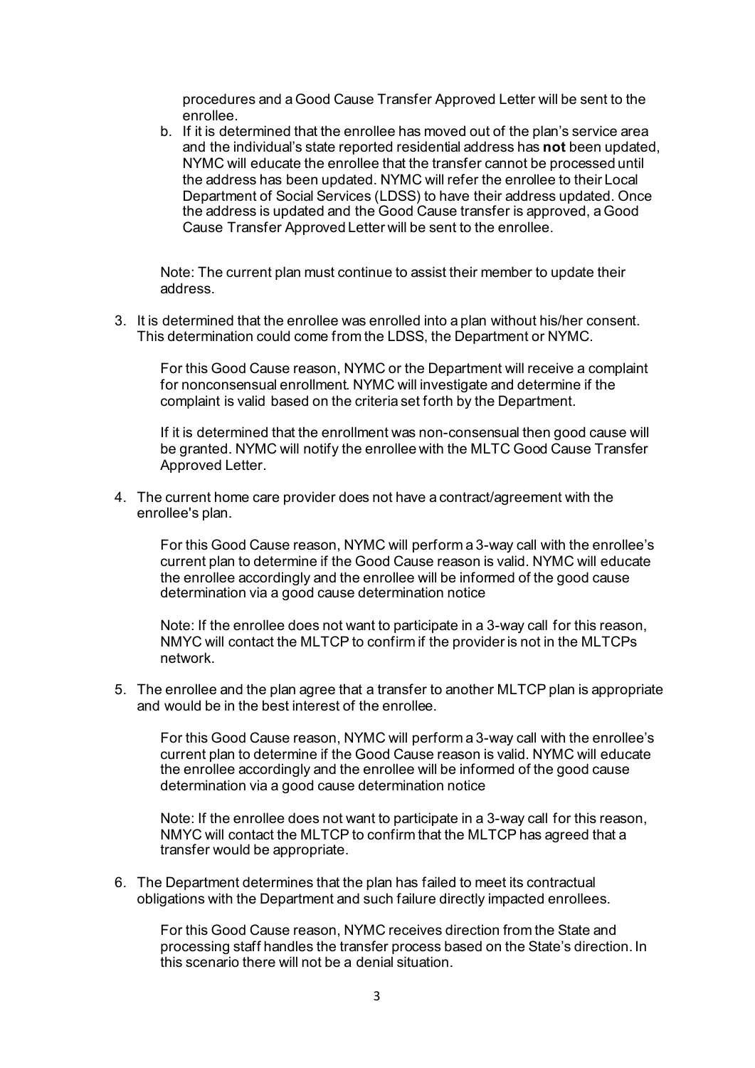procedures and a Good Cause Transfer Approved Letter will be sent to the enrollee.

b. If it is determined that the enrollee has moved out of the plan's service area and the individual's state reported residential address has **not** been updated, NYMC will educate the enrollee that the transfer cannot be processed until the address has been updated. NYMC will refer the enrollee to their Local Department of Social Services (LDSS) to have their address updated. Once the address is updated and the Good Cause transfer is approved, a Good Cause Transfer Approved Letter will be sent to the enrollee.

Note: The current plan must continue to assist their member to update their address.

3. It is determined that the enrollee was enrolled into a plan without his/her consent. This determination could come from the LDSS, the Department or NYMC.

   For this Good Cause reason, NYMC or the Department will receive a complaint for nonconsensual enrollment. NYMC will investigate and determine if the complaint is valid based on the criteria set forth by the Department.

   If it is determined that the enrollment was non-consensual then good cause will be granted. NYMC will notify the enrollee with the MLTC Good Cause Transfer Approved Letter.

4. The current home care provider does not have a contract/agreement with the enrollee's plan.

   For this Good Cause reason, NYMC will perform a 3-way call with the enrollee's current plan to determine if the Good Cause reason is valid. NYMC will educate the enrollee accordingly and the enrollee will be informed of the good cause determination via a good cause determination notice

   Note: If the enrollee does not want to participate in a 3-way call for this reason, NMYC will contact the MLTCP to confirm if the provider is not in the MLTCPs network.

5. The enrollee and the plan agree that a transfer to another MLTCP plan is appropriate and would be in the best interest of the enrollee.

   For this Good Cause reason, NYMC will perform a 3-way call with the enrollee's current plan to determine if the Good Cause reason is valid. NYMC will educate the enrollee accordingly and the enrollee will be informed of the good cause determination via a good cause determination notice

   Note: If the enrollee does not want to participate in a 3-way call for this reason, NMYC will contact the MLTCP to confirm that the MLTCP has agreed that a transfer would be appropriate.

6. The Department determines that the plan has failed to meet its contractual obligations with the Department and such failure directly impacted enrollees.

   For this Good Cause reason, NYMC receives direction from the State and processing staff handles the transfer process based on the State's direction. In this scenario there will not be a denial situation.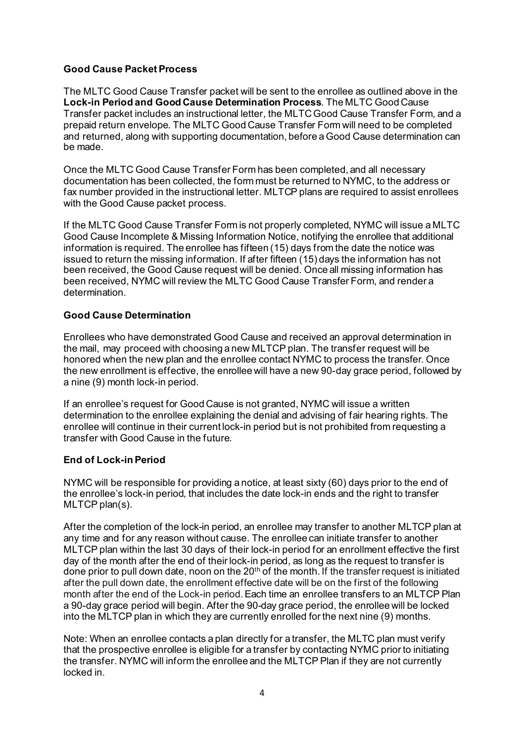### Good Cause Packet Process

The MLTC Good Cause Transfer packet will be sent to the enrollee as outlined above in the **Lock-in Period and Good Cause Determination Process**. The MLTC Good Cause Transfer packet includes an instructional letter, the MLTC Good Cause Transfer Form, and a prepaid return envelope. The MLTC Good Cause Transfer Form will need to be completed and returned, along with supporting documentation, before a Good Cause determination can be made.

Once the MLTC Good Cause Transfer Form has been completed, and all necessary documentation has been collected, the form must be returned to NYMC, to the address or fax number provided in the instructional letter. MLTCP plans are required to assist enrollees with the Good Cause packet process.

If the MLTC Good Cause Transfer Form is not properly completed, NYMC will issue a MLTC Good Cause Incomplete & Missing Information Notice, notifying the enrollee that additional information is required. The enrollee has fifteen (15) days from the date the notice was issued to return the missing information. If after fifteen (15) days the information has not been received, the Good Cause request will be denied. Once all missing information has been received, NYMC will review the MLTC Good Cause Transfer Form, and render a determination.

### Good Cause Determination

Enrollees who have demonstrated Good Cause and received an approval determination in the mail, may proceed with choosing a new MLTCP plan. The transfer request will be honored when the new plan and the enrollee contact NYMC to process the transfer. Once the new enrollment is effective, the enrollee will have a new 90-day grace period, followed by a nine (9) month lock-in period.

If an enrollee's request for Good Cause is not granted, NYMC will issue a written determination to the enrollee explaining the denial and advising of fair hearing rights. The enrollee will continue in their current lock-in period but is not prohibited from requesting a transfer with Good Cause in the future.

### End of Lock-in Period

NYMC will be responsible for providing a notice, at least sixty (60) days prior to the end of the enrollee's lock-in period, that includes the date lock-in ends and the right to transfer MLTCP plan(s).

After the completion of the lock-in period, an enrollee may transfer to another MLTCP plan at any time and for any reason without cause. The enrollee can initiate transfer to another MLTCP plan within the last 30 days of their lock-in period for an enrollment effective the first day of the month after the end of their lock-in period, as long as the request to transfer is done prior to pull down date, noon on the 20th of the month. If the transfer request is initiated after the pull down date, the enrollment effective date will be on the first of the following month after the end of the Lock-in period. Each time an enrollee transfers to an MLTCP Plan a 90-day grace period will begin. After the 90-day grace period, the enrollee will be locked into the MLTCP plan in which they are currently enrolled for the next nine (9) months.

Note: When an enrollee contacts a plan directly for a transfer, the MLTC plan must verify that the prospective enrollee is eligible for a transfer by contacting NYMC prior to initiating the transfer. NYMC will inform the enrollee and the MLTCP Plan if they are not currently locked in.